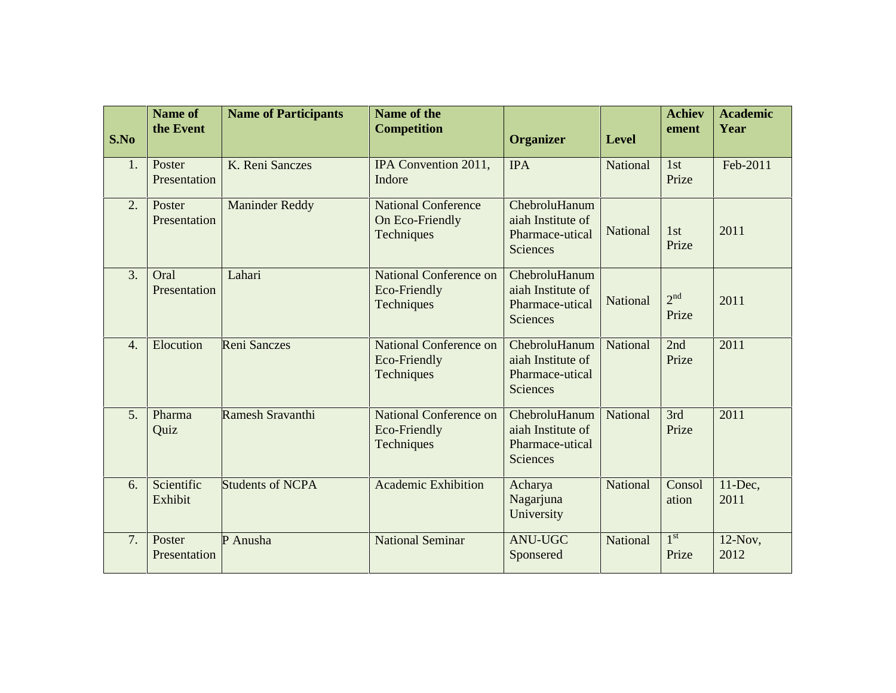| S.No | Name of the Event | Name of Participants | Name of the Competition | Organizer | Level | Achievement | Academic Year |
| --- | --- | --- | --- | --- | --- | --- | --- |
| 1. | Poster Presentation | K. Reni Sanczes | IPA Convention 2011, Indore | IPA | National | 1st Prize | Feb-2011 |
| 2. | Poster Presentation | Maninder Reddy | National Conference On Eco-Friendly Techniques | ChebroluHanumaiah Institute of Pharmace-utical Sciences | National | 1st Prize | 2011 |
| 3. | Oral Presentation | Lahari | National Conference on Eco-Friendly Techniques | ChebroluHanumaiah Institute of Pharmace-utical Sciences | National | 2nd Prize | 2011 |
| 4. | Elocution | Reni Sanczes | National Conference on Eco-Friendly Techniques | ChebroluHanumaiah Institute of Pharmace-utical Sciences | National | 2nd Prize | 2011 |
| 5. | Pharma Quiz | Ramesh Sravanthi | National Conference on Eco-Friendly Techniques | ChebroluHanumaiah Institute of Pharmace-utical Sciences | National | 3rd Prize | 2011 |
| 6. | Scientific Exhibit | Students of NCPA | Academic Exhibition | Acharya Nagarjuna University | National | Consolation | 11-Dec, 2011 |
| 7. | Poster Presentation | P Anusha | National Seminar | ANU-UGC Sponsered | National | 1st Prize | 12-Nov, 2012 |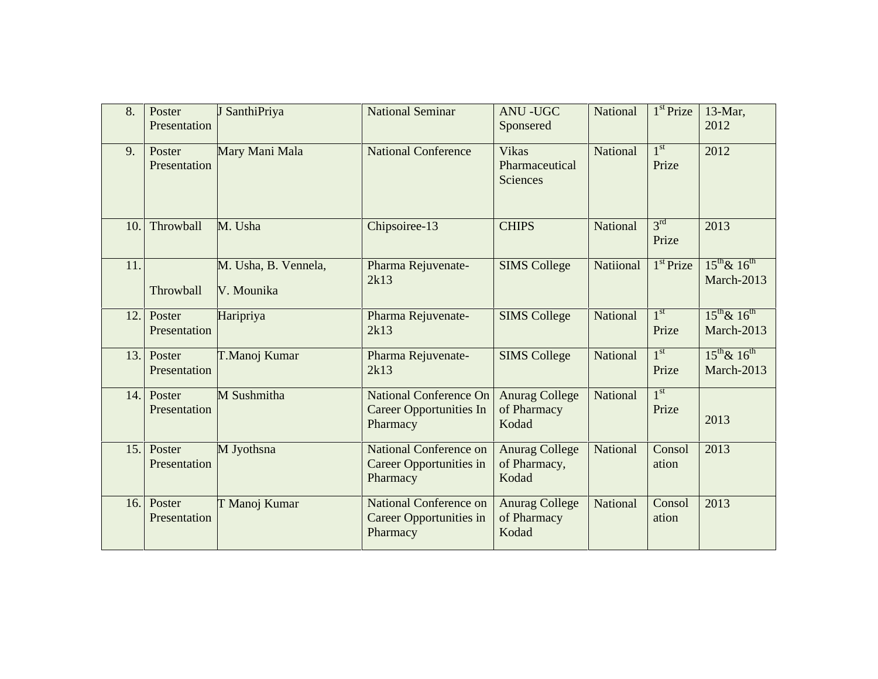| | | | | | | | |
|---|---|---|---|---|---|---|---|
| 8. | Poster Presentation | J SanthiPriya | National Seminar | ANU -UGC Sponsered | National | 1st Prize | 13-Mar, 2012 |
| 9. | Poster Presentation | Mary Mani Mala | National Conference | Vikas Pharmaceutical Sciences | National | 1st Prize | 2012 |
| 10. | Throwball | M. Usha | Chipsoiree-13 | CHIPS | National | 3rd Prize | 2013 |
| 11. | Throwball | M. Usha, B. Vennela, V. Mounika | Pharma Rejuvenate-2k13 | SIMS College | Natiional | 1st Prize | 15th& 16th March-2013 |
| 12. | Poster Presentation | Haripriya | Pharma Rejuvenate-2k13 | SIMS College | National | 1st Prize | 15th& 16th March-2013 |
| 13. | Poster Presentation | T.Manoj Kumar | Pharma Rejuvenate-2k13 | SIMS College | National | 1st Prize | 15th& 16th March-2013 |
| 14. | Poster Presentation | M Sushmitha | National Conference On Career Opportunities In Pharmacy | Anurag College of Pharmacy Kodad | National | 1st Prize | 2013 |
| 15. | Poster Presentation | M Jyothsna | National Conference on Career Opportunities in Pharmacy | Anurag College of Pharmacy, Kodad | National | Consolation | 2013 |
| 16. | Poster Presentation | T Manoj Kumar | National Conference on Career Opportunities in Pharmacy | Anurag College of Pharmacy Kodad | National | Consolation | 2013 |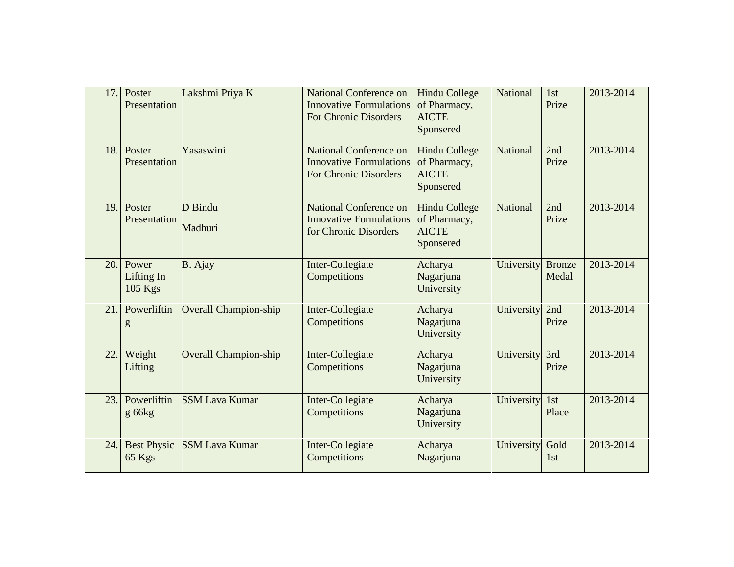| 17. | Poster Presentation | Lakshmi Priya K | National Conference on Innovative Formulations For Chronic Disorders | Hindu College of Pharmacy, AICTE Sponsered | National | 1st Prize | 2013-2014 |
|---|---|---|---|---|---|---|---|
| 18. | Poster Presentation | Yasaswini | National Conference on Innovative Formulations For Chronic Disorders | Hindu College of Pharmacy, AICTE Sponsered | National | 2nd Prize | 2013-2014 |
| 19. | Poster Presentation | D Bindu Madhuri | National Conference on Innovative Formulations for Chronic Disorders | Hindu College of Pharmacy, AICTE Sponsered | National | 2nd Prize | 2013-2014 |
| 20. | Power Lifting In 105 Kgs | B. Ajay | Inter-Collegiate Competitions | Acharya Nagarjuna University | University | Bronze Medal | 2013-2014 |
| 21. | Powerlifting | Overall Champion-ship | Inter-Collegiate Competitions | Acharya Nagarjuna University | University | 2nd Prize | 2013-2014 |
| 22. | Weight Lifting | Overall Champion-ship | Inter-Collegiate Competitions | Acharya Nagarjuna University | University | 3rd Prize | 2013-2014 |
| 23. | Powerlifting 66kg | SSM Lava Kumar | Inter-Collegiate Competitions | Acharya Nagarjuna University | University | 1st Place | 2013-2014 |
| 24. | Best Physic 65 Kgs | SSM Lava Kumar | Inter-Collegiate Competitions | Acharya Nagarjuna | University | Gold 1st | 2013-2014 |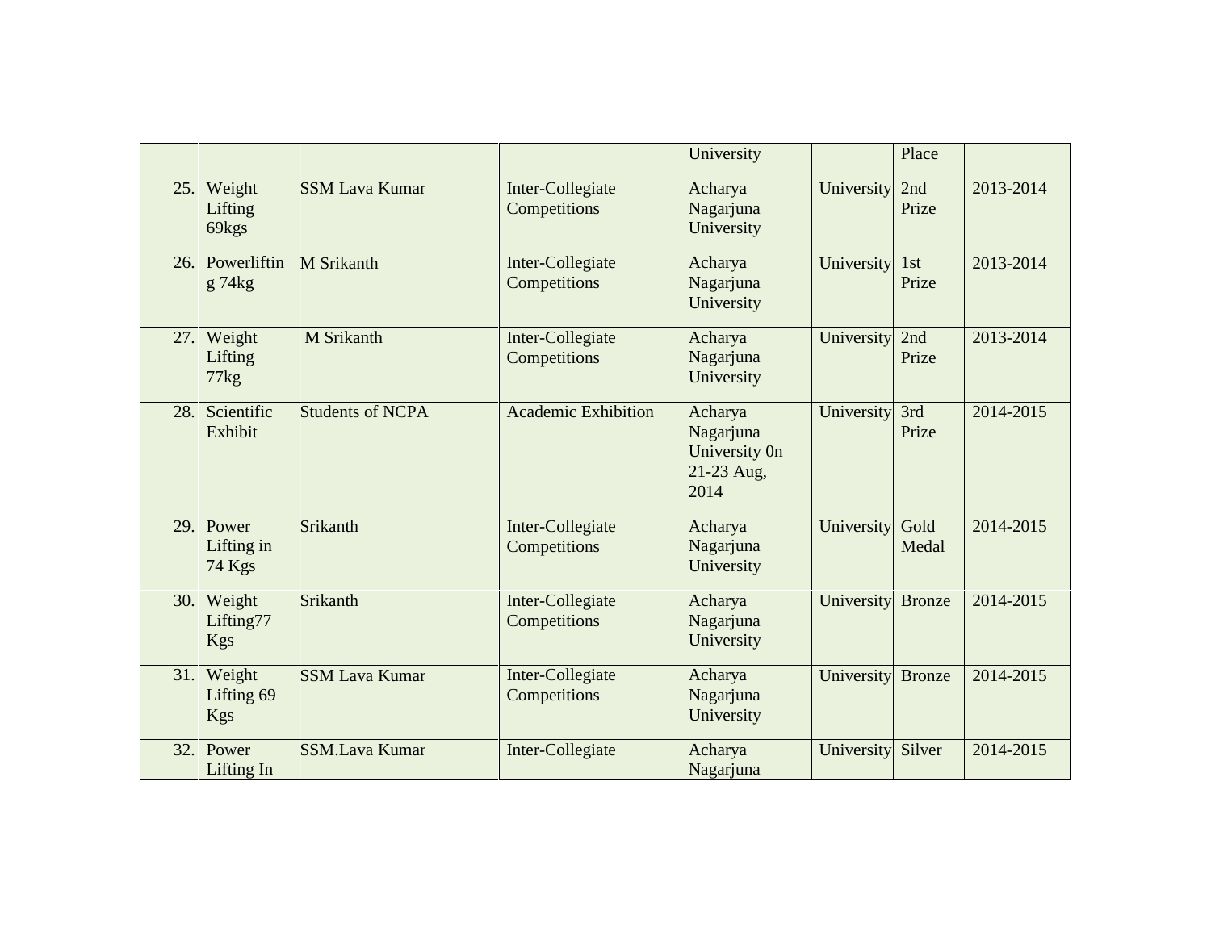| | | | | University | | Place | |
|---|---|---|---|---|---|---|---|
| 25. | Weight Lifting 69kgs | SSM Lava Kumar | Inter-Collegiate Competitions | Acharya Nagarjuna University | University | 2nd Prize | 2013-2014 |
| 26. | Powerlifting 74kg | M Srikanth | Inter-Collegiate Competitions | Acharya Nagarjuna University | University | 1st Prize | 2013-2014 |
| 27. | Weight Lifting 77kg | M Srikanth | Inter-Collegiate Competitions | Acharya Nagarjuna University | University | 2nd Prize | 2013-2014 |
| 28. | Scientific Exhibit | Students of NCPA | Academic Exhibition | Acharya Nagarjuna University 0n 21-23 Aug, 2014 | University | 3rd Prize | 2014-2015 |
| 29. | Power Lifting in 74 Kgs | Srikanth | Inter-Collegiate Competitions | Acharya Nagarjuna University | University | Gold Medal | 2014-2015 |
| 30. | Weight Lifting77 Kgs | Srikanth | Inter-Collegiate Competitions | Acharya Nagarjuna University | University | Bronze | 2014-2015 |
| 31. | Weight Lifting 69 Kgs | SSM Lava Kumar | Inter-Collegiate Competitions | Acharya Nagarjuna University | University | Bronze | 2014-2015 |
| 32. | Power Lifting In | SSM.Lava Kumar | Inter-Collegiate | Acharya Nagarjuna | University | Silver | 2014-2015 |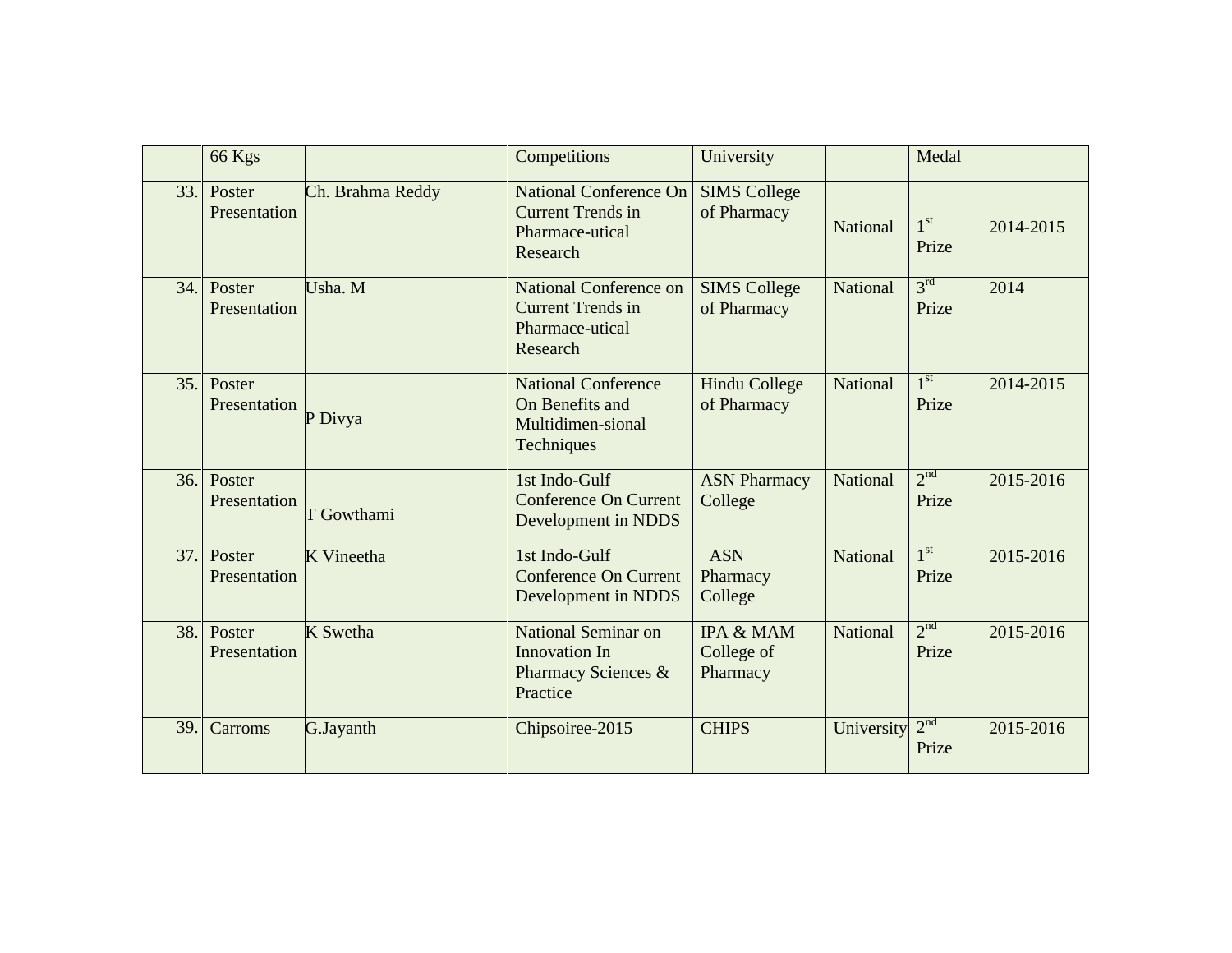|  | 66 Kgs |  | Competitions | University |  | Medal |  |
|---|---|---|---|---|---|---|---|
| 33. | Poster Presentation | Ch. Brahma Reddy | National Conference On Current Trends in Pharmace-utical Research | SIMS College of Pharmacy | National | 1st Prize | 2014-2015 |
| 34. | Poster Presentation | Usha. M | National Conference on Current Trends in Pharmace-utical Research | SIMS College of Pharmacy | National | 3rd Prize | 2014 |
| 35. | Poster Presentation | P Divya | National Conference On Benefits and Multidimen-sional Techniques | Hindu College of Pharmacy | National | 1st Prize | 2014-2015 |
| 36. | Poster Presentation | T Gowthami | 1st Indo-Gulf Conference On Current Development in NDDS | ASN Pharmacy College | National | 2nd Prize | 2015-2016 |
| 37. | Poster Presentation | K Vineetha | 1st Indo-Gulf Conference On Current Development in NDDS | ASN Pharmacy College | National | 1st Prize | 2015-2016 |
| 38. | Poster Presentation | K Swetha | National Seminar on Innovation In Pharmacy Sciences & Practice | IPA & MAM College of Pharmacy | National | 2nd Prize | 2015-2016 |
| 39. | Carroms | G.Jayanth | Chipsoiree-2015 | CHIPS | University | 2nd Prize | 2015-2016 |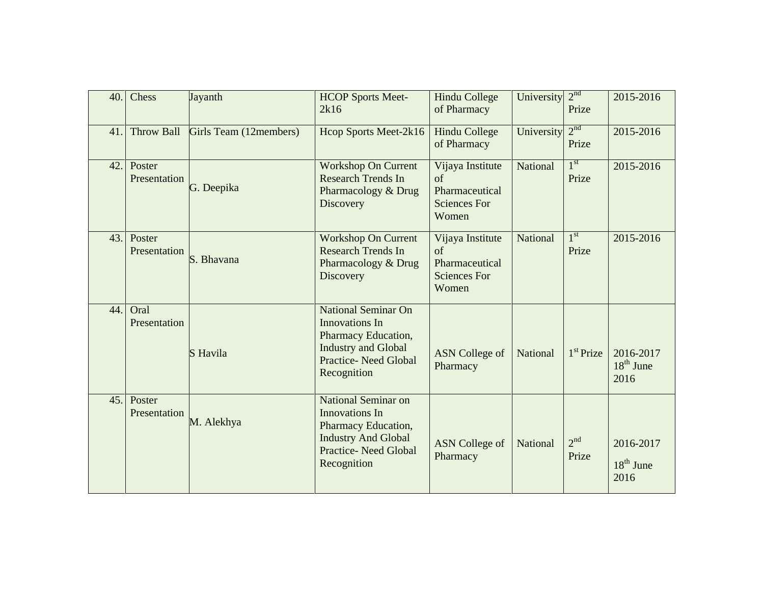| 40. | Chess | Jayanth | HCOP Sports Meet-2k16 | Hindu College of Pharmacy | University | 2nd Prize | 2015-2016 |
|---|---|---|---|---|---|---|---|
| 41. | Throw Ball | Girls Team (12members) | Hcop Sports Meet-2k16 | Hindu College of Pharmacy | University | 2nd Prize | 2015-2016 |
| 42. | Poster Presentation | G. Deepika | Workshop On Current Research Trends In Pharmacology & Drug Discovery | Vijaya Institute of Pharmaceutical Sciences For Women | National | 1st Prize | 2015-2016 |
| 43. | Poster Presentation | S. Bhavana | Workshop On Current Research Trends In Pharmacology & Drug Discovery | Vijaya Institute of Pharmaceutical Sciences For Women | National | 1st Prize | 2015-2016 |
| 44. | Oral Presentation | S Havila | National Seminar On Innovations In Pharmacy Education, Industry and Global Practice- Need Global Recognition | ASN College of Pharmacy | National | 1st Prize | 2016-2017 18th June 2016 |
| 45. | Poster Presentation | M. Alekhya | National Seminar on Innovations In Pharmacy Education, Industry And Global Practice- Need Global Recognition | ASN College of Pharmacy | National | 2nd Prize | 2016-2017 18th June 2016 |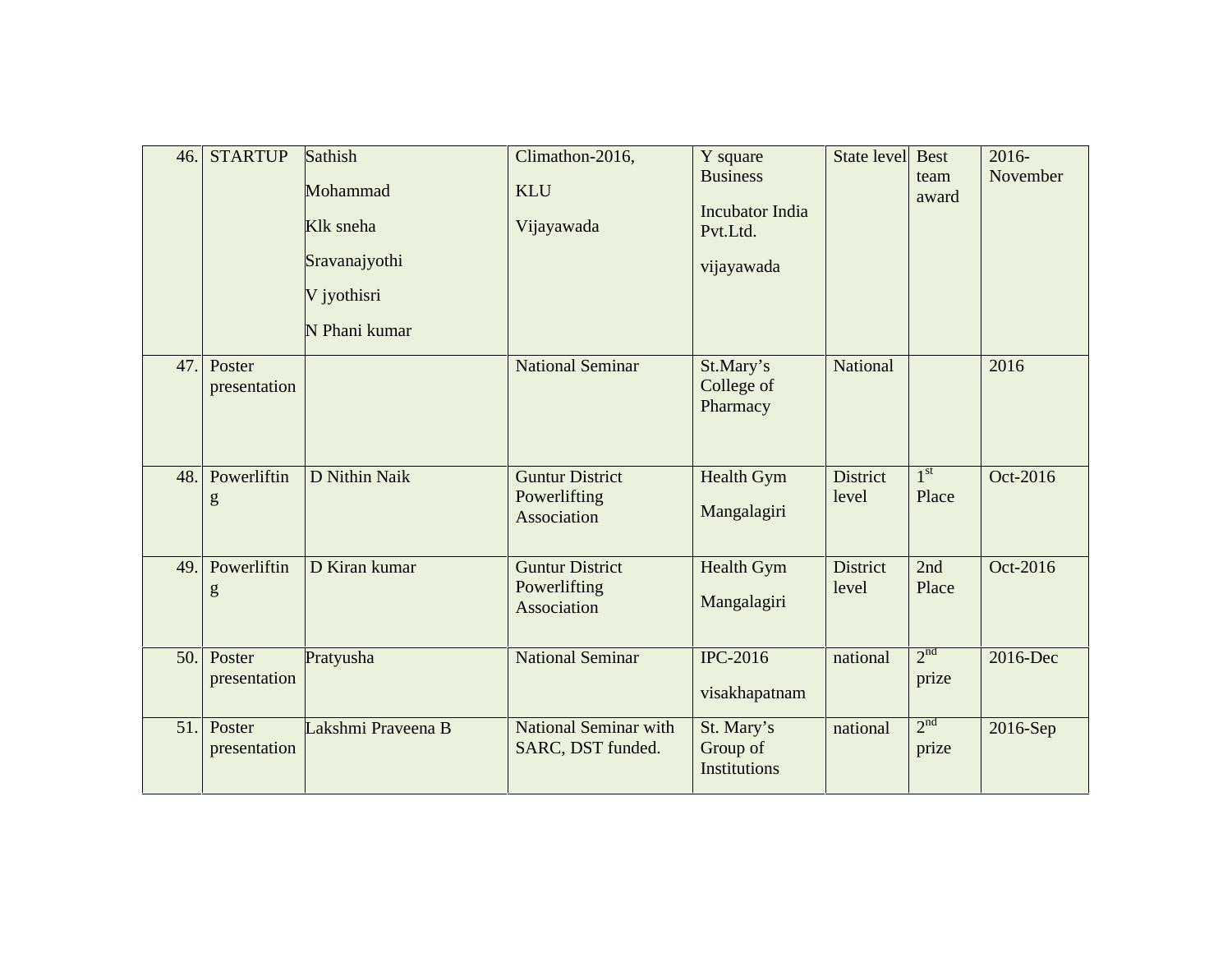| 46. | STARTUP | Sathish<br><br>Mohammad<br><br>Klk sneha<br><br>Sravanajyothi<br><br>V jyothisri<br><br>N Phani kumar | Climathon-2016,<br><br>KLU<br><br>Vijayawada | Y square Business<br><br>Incubator India Pvt.Ltd.<br><br>vijayawada | State level | Best team award | 2016-November |
|---|---|---|---|---|---|---|---|
| 47. | Poster presentation | | National Seminar | St.Mary's College of Pharmacy | National | | 2016 |
| 48. | Powerlifting | D Nithin Naik | Guntur District Powerlifting Association | Health Gym<br><br>Mangalagiri | District level | 1st Place | Oct-2016 |
| 49. | Powerlifting | D Kiran kumar | Guntur District Powerlifting Association | Health Gym<br><br>Mangalagiri | District level | 2nd Place | Oct-2016 |
| 50. | Poster presentation | Pratyusha | National Seminar | IPC-2016<br><br>visakhapatnam | national | 2nd prize | 2016-Dec |
| 51. | Poster presentation | Lakshmi Praveena B | National Seminar with SARC, DST funded. | St. Mary's Group of Institutions | national | 2nd prize | 2016-Sep |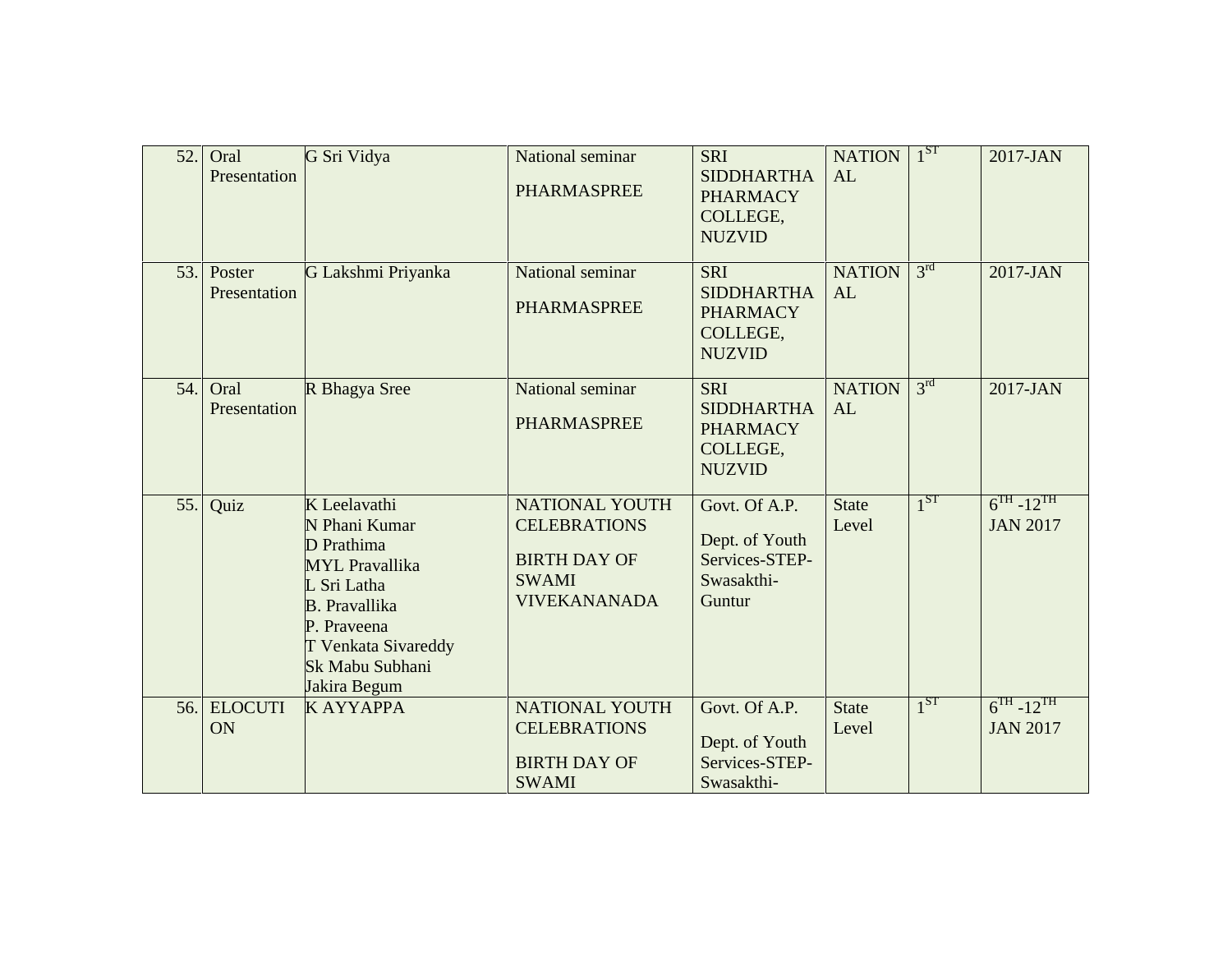| 52. | Oral Presentation | G Sri Vidya | National seminar<br>PHARMASPREE | SRI SIDDHARTHA PHARMACY COLLEGE, NUZVID | NATIONAL | 1ST | 2017-JAN |
|---|---|---|---|---|---|---|---|
| 53. | Poster Presentation | G Lakshmi Priyanka | National seminar<br>PHARMASPREE | SRI SIDDHARTHA PHARMACY COLLEGE, NUZVID | NATIONAL | 3rd | 2017-JAN |
| 54. | Oral Presentation | R Bhagya Sree | National seminar<br>PHARMASPREE | SRI SIDDHARTHA PHARMACY COLLEGE, NUZVID | NATIONAL | 3rd | 2017-JAN |
| 55. | Quiz | K Leelavathi<br>N Phani Kumar<br>D Prathima<br>MYL Pravallika<br>L Sri Latha<br>B. Pravallika<br>P. Praveena<br>T Venkata Sivareddy<br>Sk Mabu Subhani<br>Jakira Begum | NATIONAL YOUTH CELEBRATIONS<br>BIRTH DAY OF SWAMI VIVEKANANADA | Govt. Of A.P.<br>Dept. of Youth Services-STEP-Swasakthi-Guntur | State Level | 1ST | 6TH -12TH JAN 2017 |
| 56. | ELOCUTION | K AYYAPPA | NATIONAL YOUTH CELEBRATIONS<br>BIRTH DAY OF SWAMI | Govt. Of A.P.<br>Dept. of Youth Services-STEP-Swasakthi- | State Level | 1ST | 6TH -12TH JAN 2017 |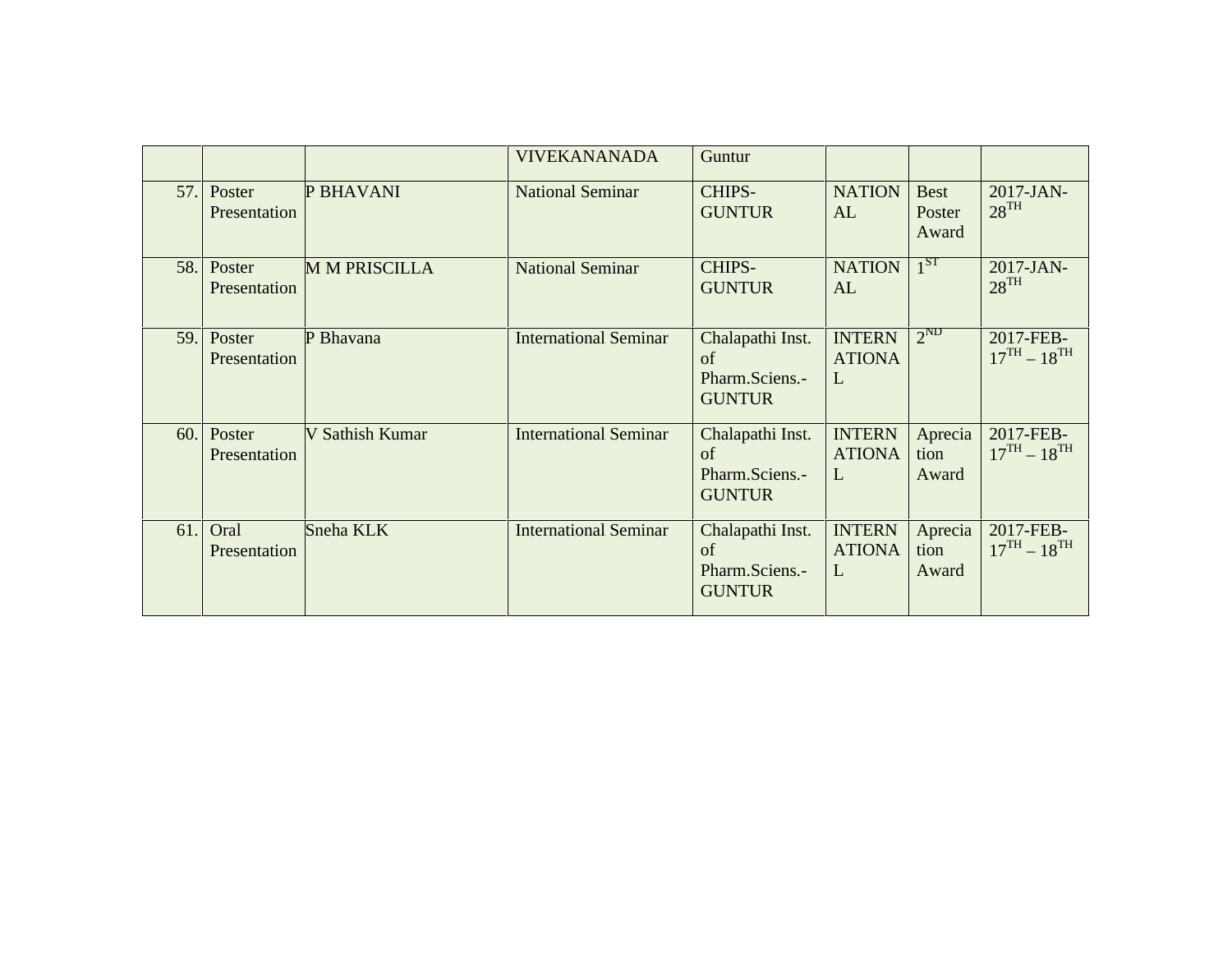| | | | | | | | |
|---|---|---|---|---|---|---|---|
| | | | VIVEKANANADA | Guntur | | | |
| 57. | Poster Presentation | P BHAVANI | National Seminar | CHIPS-GUNTUR | NATIONAL | Best Poster Award | 2017-JAN-$28^{TH}$ |
| 58. | Poster Presentation | M M PRISCILLA | National Seminar | CHIPS-GUNTUR | NATIONAL | $1^{ST}$ | 2017-JAN-$28^{TH}$ |
| 59. | Poster Presentation | P Bhavana | International Seminar | Chalapathi Inst. of Pharm.Sciens.-GUNTUR | INTERNATIONAL | $2^{ND}$ | 2017-FEB-$17^{TH}$ – $18^{TH}$ |
| 60. | Poster Presentation | V Sathish Kumar | International Seminar | Chalapathi Inst. of Pharm.Sciens.-GUNTUR | INTERNATIONAL | Aprecia tion Award | 2017-FEB-$17^{TH}$ – $18^{TH}$ |
| 61. | Oral Presentation | Sneha KLK | International Seminar | Chalapathi Inst. of Pharm.Sciens.-GUNTUR | INTERNATIONAL | Aprecia tion Award | 2017-FEB-$17^{TH}$ – $18^{TH}$ |